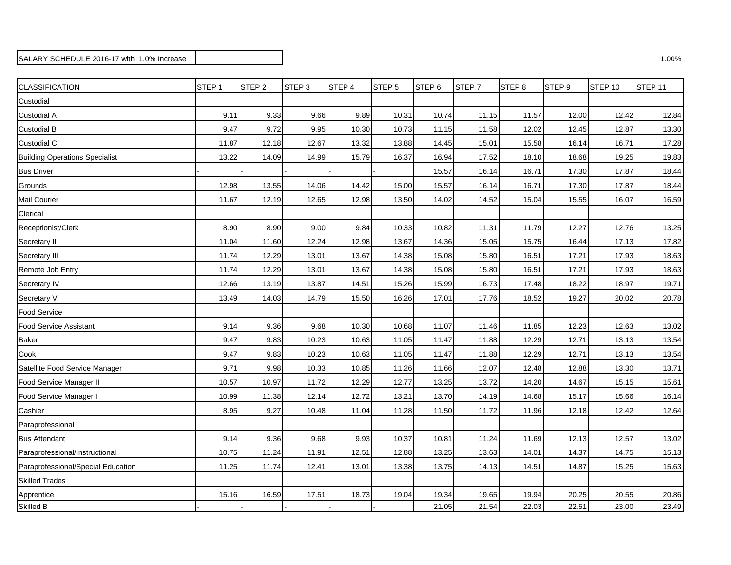SALARY SCHEDULE 2016-17 with 1.0% Increase

1.00%

| CLASSIFICATION | STEP 1 | STEP 2 | STEP 3 | STEP 4 | STEP 5 | STEP 6 | STEP 7 | STEP 8 | STEP 9 | STEP 10 | STEP 11 |
|---|---|---|---|---|---|---|---|---|---|---|---|
| Custodial | | | | | | | | | | | |
| Custodial A | 9.11 | 9.33 | 9.66 | 9.89 | 10.31 | 10.74 | 11.15 | 11.57 | 12.00 | 12.42 | 12.84 |
| Custodial B | 9.47 | 9.72 | 9.95 | 10.30 | 10.73 | 11.15 | 11.58 | 12.02 | 12.45 | 12.87 | 13.30 |
| Custodial C | 11.87 | 12.18 | 12.67 | 13.32 | 13.88 | 14.45 | 15.01 | 15.58 | 16.14 | 16.71 | 17.28 |
| Building Operations Specialist | 13.22 | 14.09 | 14.99 | 15.79 | 16.37 | 16.94 | 17.52 | 18.10 | 18.68 | 19.25 | 19.83 |
| Bus Driver | - | - | - | - | - | 15.57 | 16.14 | 16.71 | 17.30 | 17.87 | 18.44 |
| Grounds | 12.98 | 13.55 | 14.06 | 14.42 | 15.00 | 15.57 | 16.14 | 16.71 | 17.30 | 17.87 | 18.44 |
| Mail Courier | 11.67 | 12.19 | 12.65 | 12.98 | 13.50 | 14.02 | 14.52 | 15.04 | 15.55 | 16.07 | 16.59 |
| Clerical | | | | | | | | | | | |
| Receptionist/Clerk | 8.90 | 8.90 | 9.00 | 9.84 | 10.33 | 10.82 | 11.31 | 11.79 | 12.27 | 12.76 | 13.25 |
| Secretary II | 11.04 | 11.60 | 12.24 | 12.98 | 13.67 | 14.36 | 15.05 | 15.75 | 16.44 | 17.13 | 17.82 |
| Secretary III | 11.74 | 12.29 | 13.01 | 13.67 | 14.38 | 15.08 | 15.80 | 16.51 | 17.21 | 17.93 | 18.63 |
| Remote Job Entry | 11.74 | 12.29 | 13.01 | 13.67 | 14.38 | 15.08 | 15.80 | 16.51 | 17.21 | 17.93 | 18.63 |
| Secretary IV | 12.66 | 13.19 | 13.87 | 14.51 | 15.26 | 15.99 | 16.73 | 17.48 | 18.22 | 18.97 | 19.71 |
| Secretary V | 13.49 | 14.03 | 14.79 | 15.50 | 16.26 | 17.01 | 17.76 | 18.52 | 19.27 | 20.02 | 20.78 |
| Food Service | | | | | | | | | | | |
| Food Service Assistant | 9.14 | 9.36 | 9.68 | 10.30 | 10.68 | 11.07 | 11.46 | 11.85 | 12.23 | 12.63 | 13.02 |
| Baker | 9.47 | 9.83 | 10.23 | 10.63 | 11.05 | 11.47 | 11.88 | 12.29 | 12.71 | 13.13 | 13.54 |
| Cook | 9.47 | 9.83 | 10.23 | 10.63 | 11.05 | 11.47 | 11.88 | 12.29 | 12.71 | 13.13 | 13.54 |
| Satellite Food Service Manager | 9.71 | 9.98 | 10.33 | 10.85 | 11.26 | 11.66 | 12.07 | 12.48 | 12.88 | 13.30 | 13.71 |
| Food Service Manager II | 10.57 | 10.97 | 11.72 | 12.29 | 12.77 | 13.25 | 13.72 | 14.20 | 14.67 | 15.15 | 15.61 |
| Food Service Manager I | 10.99 | 11.38 | 12.14 | 12.72 | 13.21 | 13.70 | 14.19 | 14.68 | 15.17 | 15.66 | 16.14 |
| Cashier | 8.95 | 9.27 | 10.48 | 11.04 | 11.28 | 11.50 | 11.72 | 11.96 | 12.18 | 12.42 | 12.64 |
| Paraprofessional | | | | | | | | | | | |
| Bus Attendant | 9.14 | 9.36 | 9.68 | 9.93 | 10.37 | 10.81 | 11.24 | 11.69 | 12.13 | 12.57 | 13.02 |
| Paraprofessional/Instructional | 10.75 | 11.24 | 11.91 | 12.51 | 12.88 | 13.25 | 13.63 | 14.01 | 14.37 | 14.75 | 15.13 |
| Paraprofessional/Special Education | 11.25 | 11.74 | 12.41 | 13.01 | 13.38 | 13.75 | 14.13 | 14.51 | 14.87 | 15.25 | 15.63 |
| Skilled Trades | | | | | | | | | | | |
| Apprentice | 15.16 | 16.59 | 17.51 | 18.73 | 19.04 | 19.34 | 19.65 | 19.94 | 20.25 | 20.55 | 20.86 |
| Skilled B | - | - | - | - | - | 21.05 | 21.54 | 22.03 | 22.51 | 23.00 | 23.49 |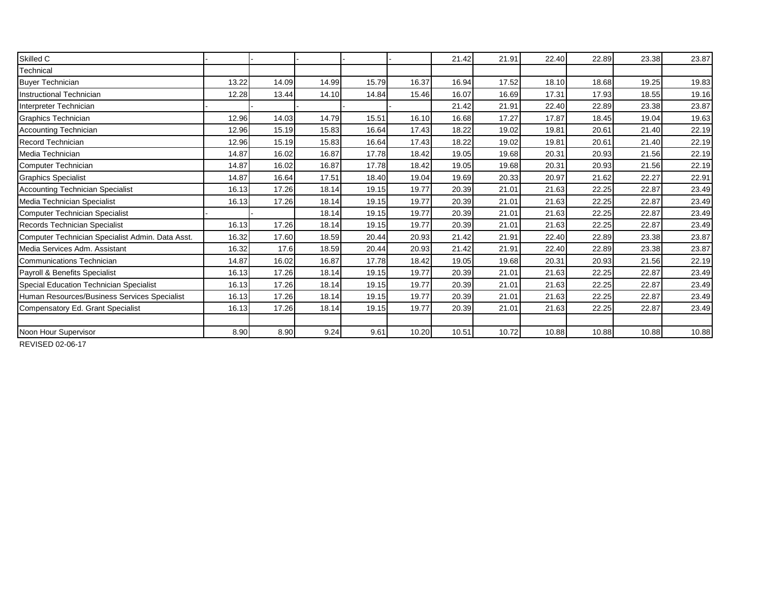| | | | | | | | | | | | |
|---|---|---|---|---|---|---|---|---|---|---|---|
| Skilled C | - | - | - | - | - | 21.42 | 21.91 | 22.40 | 22.89 | 23.38 | 23.87 |
| Technical | | | | | | | | | | | |
| Buyer Technician | 13.22 | 14.09 | 14.99 | 15.79 | 16.37 | 16.94 | 17.52 | 18.10 | 18.68 | 19.25 | 19.83 |
| Instructional Technician | 12.28 | 13.44 | 14.10 | 14.84 | 15.46 | 16.07 | 16.69 | 17.31 | 17.93 | 18.55 | 19.16 |
| Interpreter Technician | - | - | - | - | - | 21.42 | 21.91 | 22.40 | 22.89 | 23.38 | 23.87 |
| Graphics Technician | 12.96 | 14.03 | 14.79 | 15.51 | 16.10 | 16.68 | 17.27 | 17.87 | 18.45 | 19.04 | 19.63 |
| Accounting Technician | 12.96 | 15.19 | 15.83 | 16.64 | 17.43 | 18.22 | 19.02 | 19.81 | 20.61 | 21.40 | 22.19 |
| Record Technician | 12.96 | 15.19 | 15.83 | 16.64 | 17.43 | 18.22 | 19.02 | 19.81 | 20.61 | 21.40 | 22.19 |
| Media Technician | 14.87 | 16.02 | 16.87 | 17.78 | 18.42 | 19.05 | 19.68 | 20.31 | 20.93 | 21.56 | 22.19 |
| Computer Technician | 14.87 | 16.02 | 16.87 | 17.78 | 18.42 | 19.05 | 19.68 | 20.31 | 20.93 | 21.56 | 22.19 |
| Graphics Specialist | 14.87 | 16.64 | 17.51 | 18.40 | 19.04 | 19.69 | 20.33 | 20.97 | 21.62 | 22.27 | 22.91 |
| Accounting Technician Specialist | 16.13 | 17.26 | 18.14 | 19.15 | 19.77 | 20.39 | 21.01 | 21.63 | 22.25 | 22.87 | 23.49 |
| Media Technician Specialist | 16.13 | 17.26 | 18.14 | 19.15 | 19.77 | 20.39 | 21.01 | 21.63 | 22.25 | 22.87 | 23.49 |
| Computer Technician Specialist | - | - | 18.14 | 19.15 | 19.77 | 20.39 | 21.01 | 21.63 | 22.25 | 22.87 | 23.49 |
| Records Technician Specialist | 16.13 | 17.26 | 18.14 | 19.15 | 19.77 | 20.39 | 21.01 | 21.63 | 22.25 | 22.87 | 23.49 |
| Computer Technician Specialist Admin. Data Asst. | 16.32 | 17.60 | 18.59 | 20.44 | 20.93 | 21.42 | 21.91 | 22.40 | 22.89 | 23.38 | 23.87 |
| Media Services Adm. Assistant | 16.32 | 17.6 | 18.59 | 20.44 | 20.93 | 21.42 | 21.91 | 22.40 | 22.89 | 23.38 | 23.87 |
| Communications Technician | 14.87 | 16.02 | 16.87 | 17.78 | 18.42 | 19.05 | 19.68 | 20.31 | 20.93 | 21.56 | 22.19 |
| Payroll & Benefits Specialist | 16.13 | 17.26 | 18.14 | 19.15 | 19.77 | 20.39 | 21.01 | 21.63 | 22.25 | 22.87 | 23.49 |
| Special Education Technician Specialist | 16.13 | 17.26 | 18.14 | 19.15 | 19.77 | 20.39 | 21.01 | 21.63 | 22.25 | 22.87 | 23.49 |
| Human Resources/Business Services Specialist | 16.13 | 17.26 | 18.14 | 19.15 | 19.77 | 20.39 | 21.01 | 21.63 | 22.25 | 22.87 | 23.49 |
| Compensatory Ed. Grant Specialist | 16.13 | 17.26 | 18.14 | 19.15 | 19.77 | 20.39 | 21.01 | 21.63 | 22.25 | 22.87 | 23.49 |
| | | | | | | | | | | | |
| Noon Hour Supervisor | 8.90 | 8.90 | 9.24 | 9.61 | 10.20 | 10.51 | 10.72 | 10.88 | 10.88 | 10.88 | 10.88 |

REVISED 02-06-17